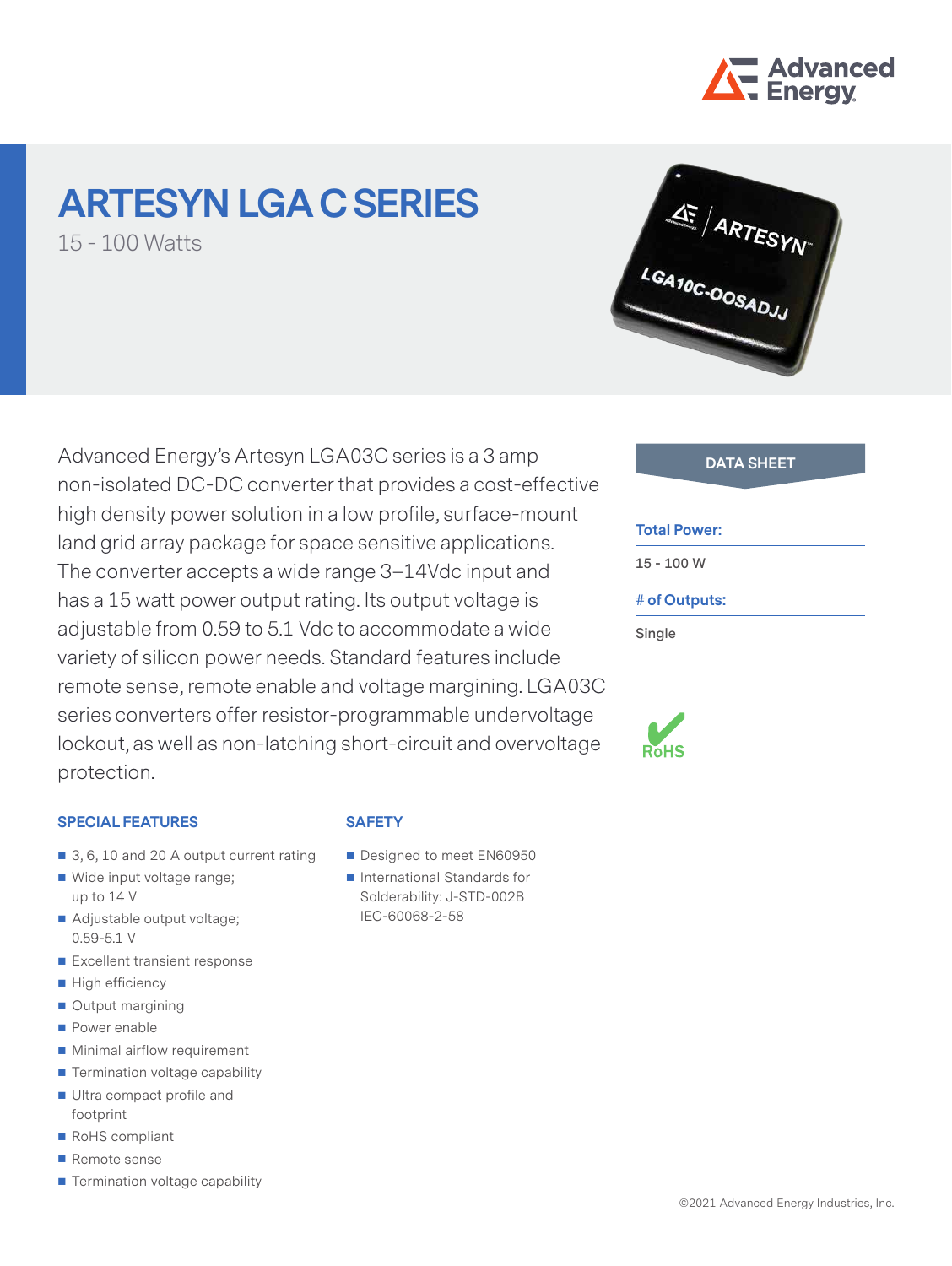# ARTESYN LGA C SERIES

15 - 100 Watts

Advanced Energy's Artesyn LGA03C series is a 3 amp non-isolated DC-DC converter that provides a cost-effective high density power solution in a low profile, surface-mount land grid array package for space sensitive applications. The converter accepts a wide range 3–14Vdc input and has a 15 watt power output rating. Its output voltage is adjustable from 0.59 to 5.1 Vdc to accommodate a wide variety of silicon power needs. Standard features include remote sense, remote enable and voltage margining. LGA03C series converters offer resistor-programmable undervoltage lockout, as well as non-latching short-circuit and overvoltage protection.

**DATA SHEET**

**Total Power:**

15 - 100 W

**# of Outputs:**

Single

RoHS

### SPECIAL FEATURES

- 3, 6, 10 and 20 A output current rating
- Wide input voltage range; up to 14 V
- Adjustable output voltage; 0.59-5.1 V
- Excellent transient response
- High efficiency
- Output margining
- Power enable
- Minimal airflow requirement
- Termination voltage capability
- Ultra compact profile and footprint
- RoHS compliant
- Remote sense
- Termination voltage capability

### SAFETY

- Designed to meet EN60950
- International Standards for Solderability: J-STD-002B IEC-60068-2-58

©2021 Advanced Energy Industries, Inc.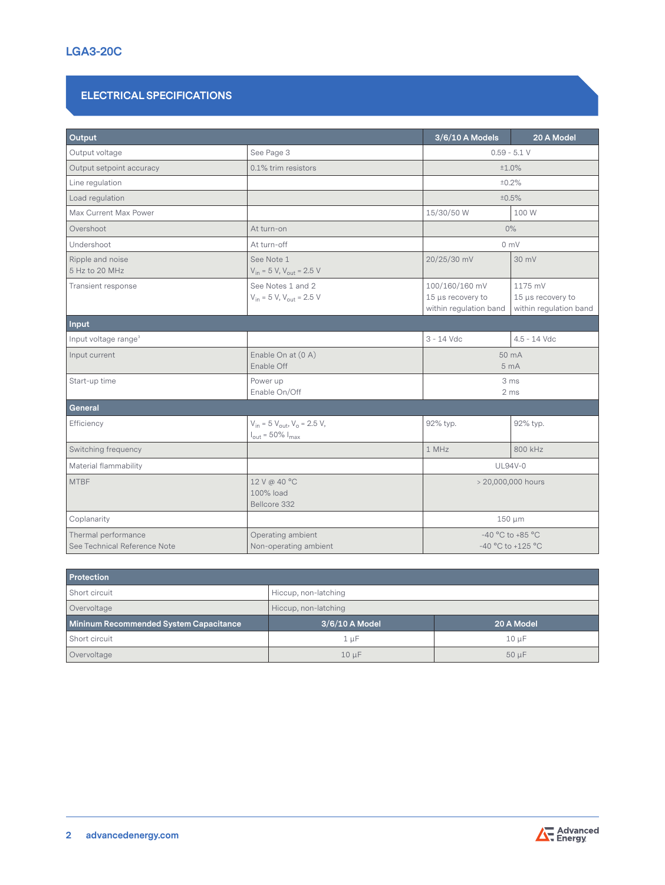LGA3-20C

## ELECTRICAL SPECIFICATIONS

| Output | | 3/6/10 A Models | 20 A Model |
|---|---|---|---|
| Output voltage | See Page 3 | 0.59 - 5.1 V | |
| Output setpoint accuracy | 0.1% trim resistors | ±1.0% | |
| Line regulation | | ±0.2% | |
| Load regulation | | ±0.5% | |
| Max Current Max Power | | 15/30/50 W | 100 W |
| Overshoot | At turn-on | 0% | |
| Undershoot | At turn-off | 0 mV | |
| Ripple and noise<br>5 Hz to 20 MHz | See Note 1<br>$V_{in}$ = 5 V, $V_{out}$ = 2.5 V | 20/25/30 mV | 30 mV |
| Transient response | See Notes 1 and 2<br>$V_{in}$ = 5 V, $V_{out}$ = 2.5 V | 100/160/160 mV<br>15 µs recovery to within regulation band | 1175 mV<br>15 µs recovery to within regulation band |
| **Input** | | | |
| Input voltage range[3] | | 3 - 14 Vdc | 4.5 - 14 Vdc |
| Input current | Enable On at (0 A)<br>Enable Off | 50 mA<br>5 mA | |
| Start-up time | Power up<br>Enable On/Off | 3 ms<br>2 ms | |
| **General** | | | |
| Efficiency | $V_{in}$ = 5 $V_{out}$, $V_o$ = 2.5 V,<br>$I_{out}$ = 50% $I_{max}$ | 92% typ. | 92% typ. |
| Switching frequency | | 1 MHz | 800 kHz |
| Material flammability | | UL94V-0 | |
| MTBF | 12 V @ 40 °C<br>100% load<br>Bellcore 332 | > 20,000,000 hours | |
| Coplanarity | | 150 µm | |
| Thermal performance<br>See Technical Reference Note | Operating ambient<br>Non-operating ambient | -40 °C to +85 °C<br>-40 °C to +125 °C | |

| Protection | | |
|---|---|---|
| Short circuit | Hiccup, non-latching | |
| Overvoltage | Hiccup, non-latching | |
| **Mininum Recommended System Capacitance** | **3/6/10 A Model** | **20 A Model** |
| Short circuit | 1 µF | 10 µF |
| Overvoltage | 10 µF | 50 µF |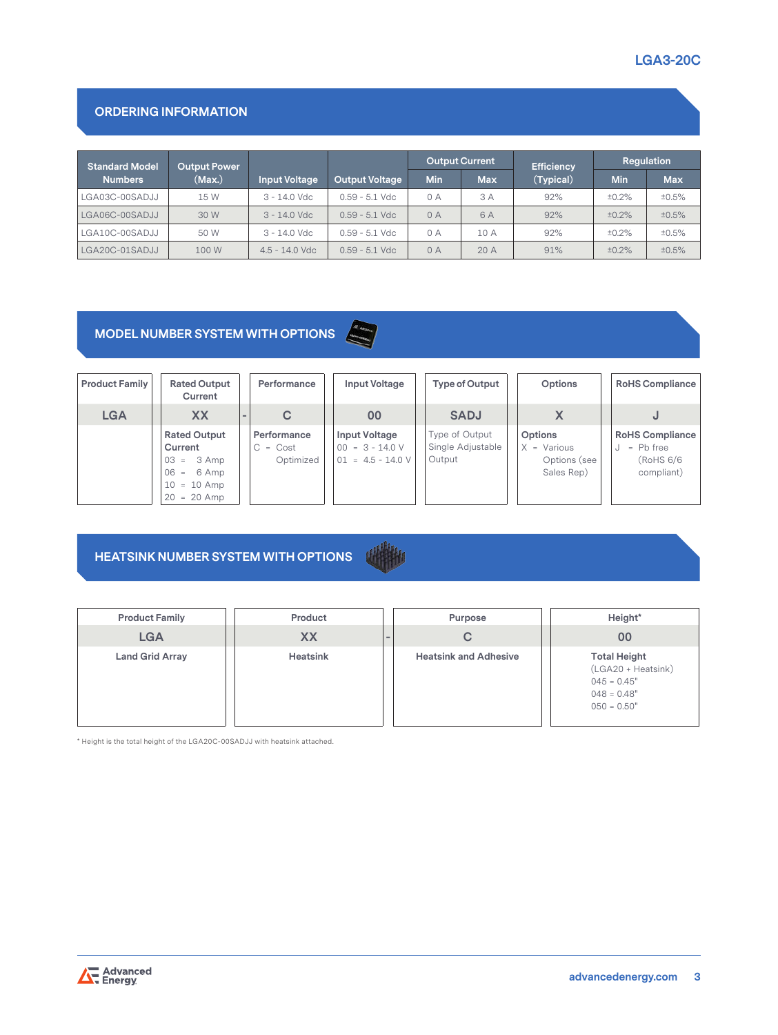## ORDERING INFORMATION

| Standard Model Numbers | Output Power (Max.) | Input Voltage | Output Voltage | Output Current | | Efficiency (Typical) | Regulation | |
|---|---|---|---|---|---|---|---|---|
| | | | | Min | Max | | Min | Max |
| LGA03C-00SADJJ | 15 W | 3 - 14.0 Vdc | 0.59 - 5.1 Vdc | 0 A | 3 A | 92% | ±0.2% | ±0.5% |
| LGA06C-00SADJJ | 30 W | 3 - 14.0 Vdc | 0.59 - 5.1 Vdc | 0 A | 6 A | 92% | ±0.2% | ±0.5% |
| LGA10C-00SADJJ | 50 W | 3 - 14.0 Vdc | 0.59 - 5.1 Vdc | 0 A | 10 A | 92% | ±0.2% | ±0.5% |
| LGA20C-01SADJJ | 100 W | 4.5 - 14.0 Vdc | 0.59 - 5.1 Vdc | 0 A | 20 A | 91% | ±0.2% | ±0.5% |

## MODEL NUMBER SYSTEM WITH OPTIONS

| Product Family | Rated Output Current | | Performance | Input Voltage | Type of Output | Options | RoHS Compliance |
|---|---|---|---|---|---|---|---|
| LGA | XX | - | C | 00 | SADJ | X | J |
| | **Rated Output Current**<br>03 = 3 Amp<br>06 = 6 Amp<br>10 = 10 Amp<br>20 = 20 Amp | | **Performance**<br>C = Cost Optimized | **Input Voltage**<br>00 = 3 - 14.0 V<br>01 = 4.5 - 14.0 V | Type of Output<br>Single Adjustable Output | **Options**<br>X = Various Options (see Sales Rep) | **RoHS Compliance**<br>J = Pb free (RoHS 6/6 compliant) |

## HEATSINK NUMBER SYSTEM WITH OPTIONS

| Product Family | Product | | Purpose | Height* |
|---|---|---|---|---|
| LGA | XX | - | C | 00 |
| **Land Grid Array** | **Heatsink** | | **Heatsink and Adhesive** | **Total Height**<br>(LGA20 + Heatsink)<br>045 = 0.45"<br>048 = 0.48"<br>050 = 0.50" |

* Height is the total height of the LGA20C-00SADJJ with heatsink attached.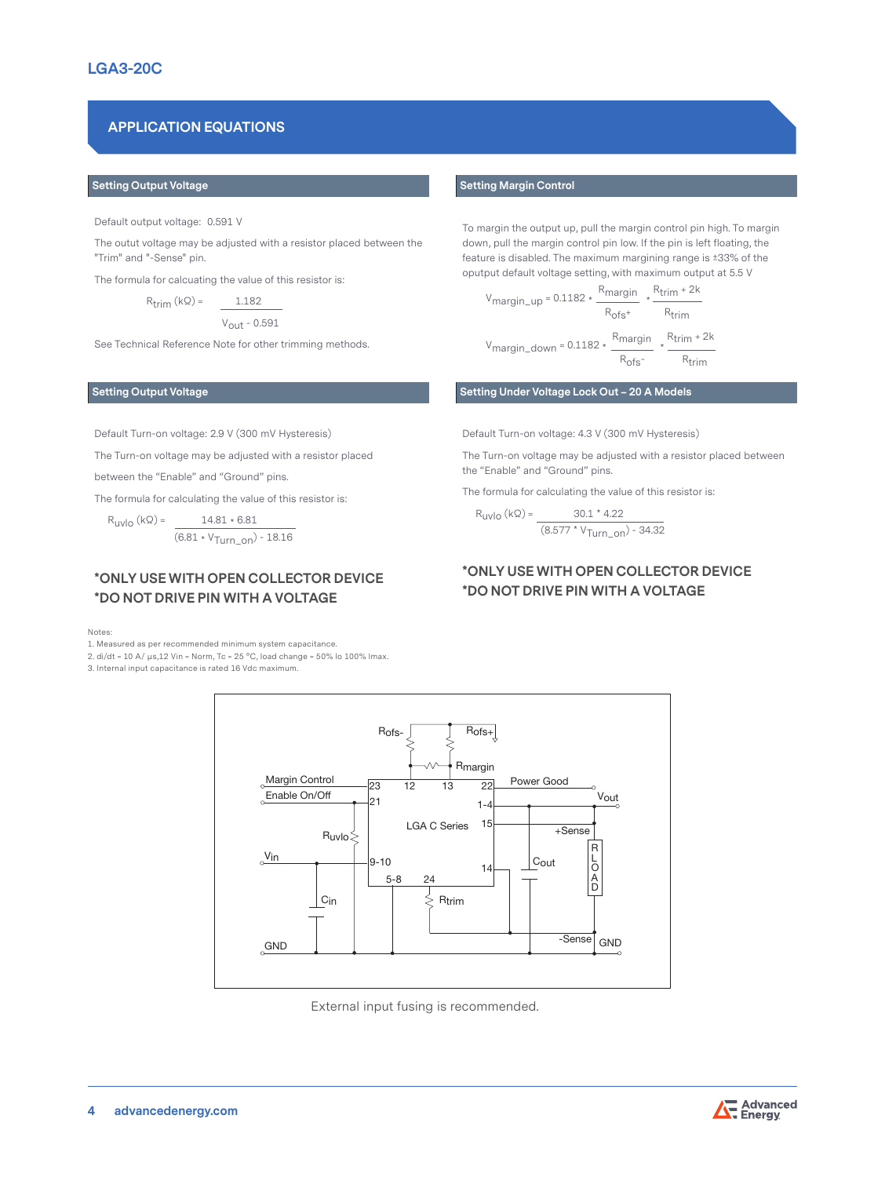# APPLICATION EQUATIONS

## Setting Output Voltage

Default output voltage: 0.591 V

The outut voltage may be adjusted with a resistor placed between the "Trim" and "-Sense" pin.

The formula for calcuating the value of this resistor is:

$$R_{trim}\,(k\Omega) = \frac{1.182}{V_{out} - 0.591}$$

See Technical Reference Note for other trimming methods.

## Setting Margin Control

To margin the output up, pull the margin control pin high. To margin down, pull the margin control pin low. If the pin is left floating, the feature is disabled. The maximum margining range is ±33% of the opuptut default voltage setting, with maximum output at 5.5 V

$$V_{margin\_up} = 0.1182 * \frac{R_{margin}}{R_{ofs+}} * \frac{R_{trim} + 2k}{R_{trim}}$$

$$V_{margin\_down} = 0.1182 * \frac{R_{margin}}{R_{ofs-}} * \frac{R_{trim} + 2k}{R_{trim}}$$

## Setting Output Voltage

Default Turn-on voltage: 2.9 V (300 mV Hysteresis)

The Turn-on voltage may be adjusted with a resistor placed between the "Enable" and "Ground" pins.

The formula for calculating the value of this resistor is:

$$R_{uvlo}\,(k\Omega) = \frac{14.81 * 6.81}{(6.81 * V_{Turn\_on}) - 18.16}$$

**\*ONLY USE WITH OPEN COLLECTOR DEVICE**
**\*DO NOT DRIVE PIN WITH A VOLTAGE**

## Setting Under Voltage Lock Out – 20 A Models

Default Turn-on voltage: 4.3 V (300 mV Hysteresis)

The Turn-on voltage may be adjusted with a resistor placed between the "Enable" and "Ground" pins.

The formula for calculating the value of this resistor is:

$$R_{uvlo}\,(k\Omega) = \frac{30.1 * 4.22}{(8.577 * V_{Turn\_on}) - 34.32}$$

**\*ONLY USE WITH OPEN COLLECTOR DEVICE**
**\*DO NOT DRIVE PIN WITH A VOLTAGE**

Notes:
1. Measured as per recommended minimum system capacitance.
2. di/dt = 10 A/ µs,12 Vin = Norm, Tc = 25 °C, load change = 50% lo 100% Imax.
3. Internal input capacitance is rated 16 Vdc maximum.

External input fusing is recommended.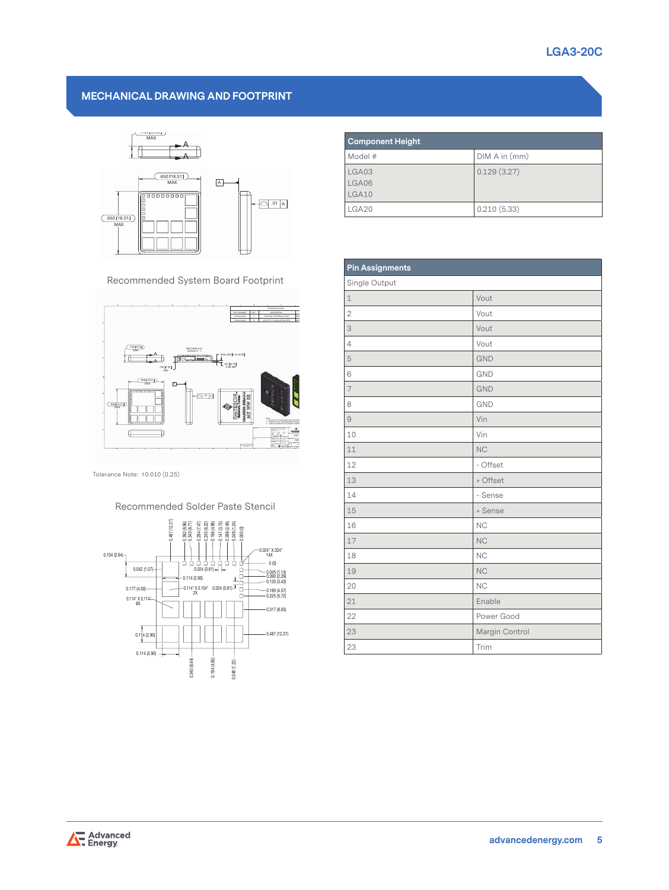## MECHANICAL DRAWING AND FOOTPRINT

Recommended System Board Footprint

Tolerance Note: ±0.010 (0.25)

Recommended Solder Paste Stencil

| Component Height | |
|---|---|
| Model # | DIM A in (mm) |
| LGA03<br>LGA06<br>LGA10 | 0.129 (3.27) |
| LGA20 | 0.210 (5.33) |

| Pin Assignments | |
|---|---|
| Single Output | |
| 1 | Vout |
| 2 | Vout |
| 3 | Vout |
| 4 | Vout |
| 5 | GND |
| 6 | GND |
| 7 | GND |
| 8 | GND |
| 9 | Vin |
| 10 | Vin |
| 11 | NC |
| 12 | - Offset |
| 13 | + Offset |
| 14 | - Sense |
| 15 | + Sense |
| 16 | NC |
| 17 | NC |
| 18 | NC |
| 19 | NC |
| 20 | NC |
| 21 | Enable |
| 22 | Power Good |
| 23 | Margin Control |
| 23 | Trim |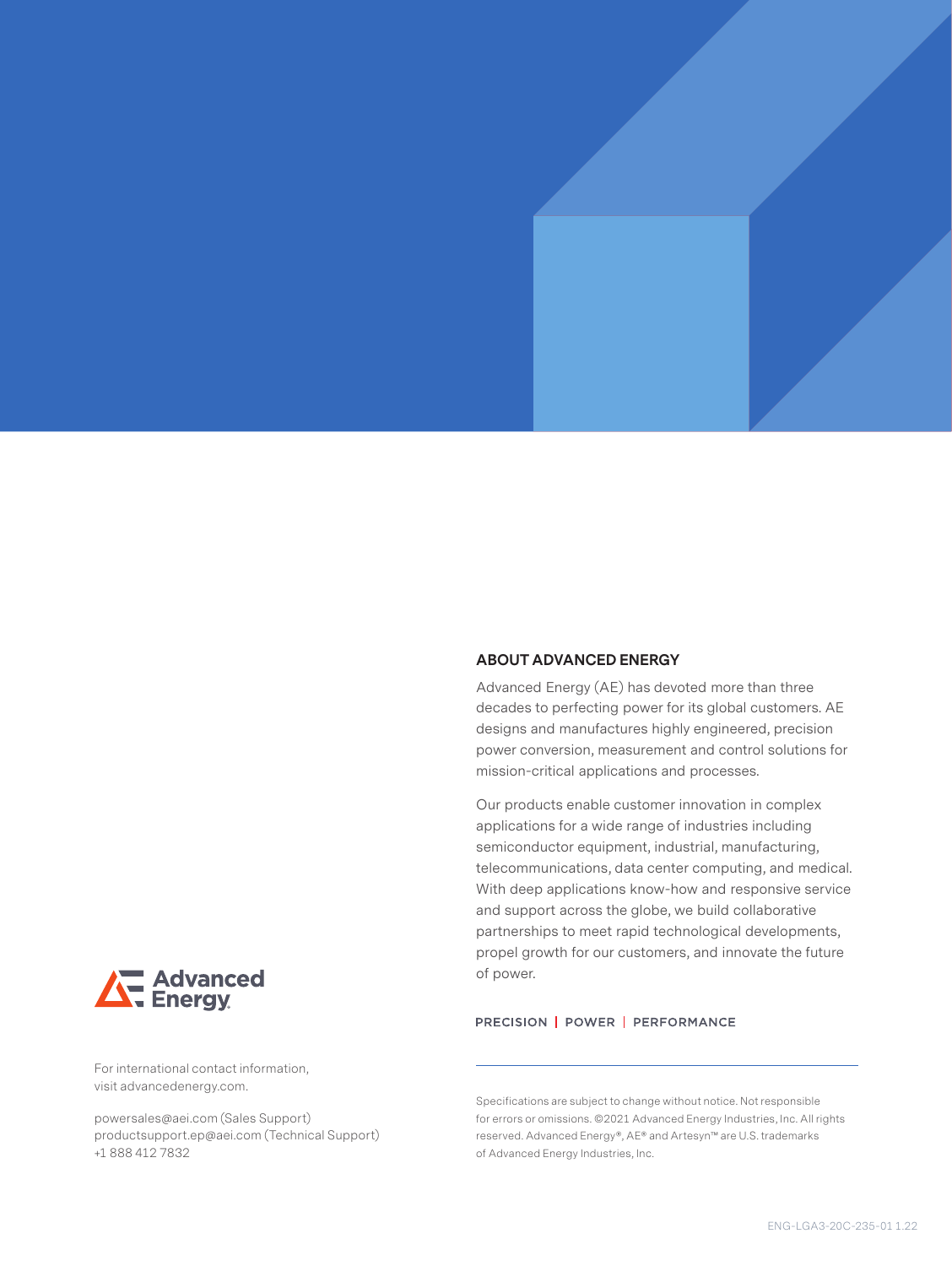## ABOUT ADVANCED ENERGY

Advanced Energy (AE) has devoted more than three decades to perfecting power for its global customers. AE designs and manufactures highly engineered, precision power conversion, measurement and control solutions for mission-critical applications and processes.

Our products enable customer innovation in complex applications for a wide range of industries including semiconductor equipment, industrial, manufacturing, telecommunications, data center computing, and medical. With deep applications know-how and responsive service and support across the globe, we build collaborative partnerships to meet rapid technological developments, propel growth for our customers, and innovate the future of power.

PRECISION | POWER | PERFORMANCE

Advanced Energy

For international contact information, visit advancedenergy.com.

powersales@aei.com (Sales Support)
productsupport.ep@aei.com (Technical Support)
+1 888 412 7832

Specifications are subject to change without notice. Not responsible for errors or omissions. ©2021 Advanced Energy Industries, Inc. All rights reserved. Advanced Energy®, AE® and Artesyn™ are U.S. trademarks of Advanced Energy Industries, Inc.

ENG-LGA3-20C-235-01 1.22